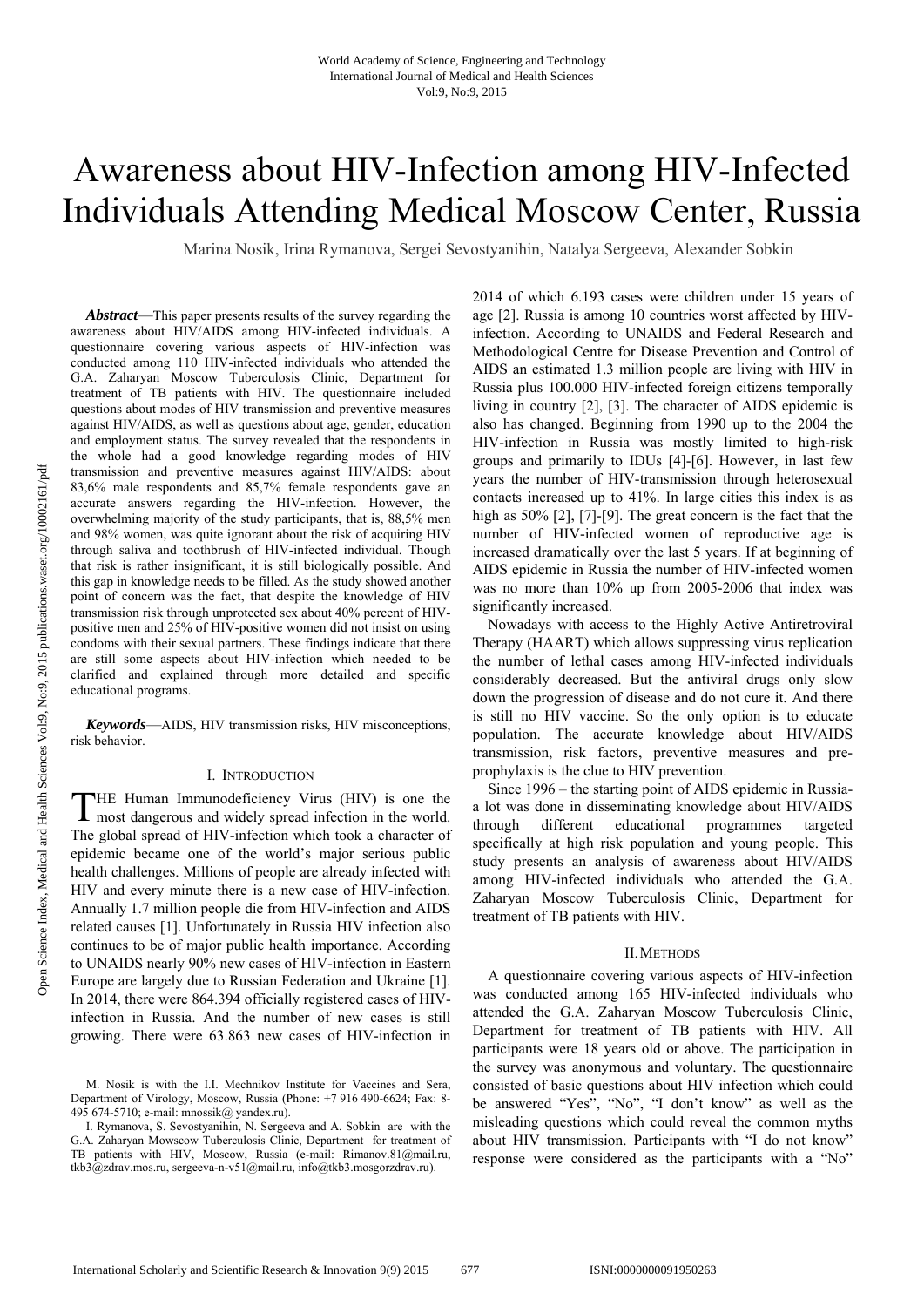# Awareness about HIV-Infection among HIV-Infected Individuals Attending Medical Moscow Center, Russia

Marina Nosik, Irina Rymanova, Sergei Sevostyanihin, Natalya Sergeeva, Alexander Sobkin

***Abstract*****—This paper presents results of the survey regarding the awareness about HIV/AIDS among HIV-infected individuals. A questionnaire covering various aspects of HIV-infection was conducted among 110 HIV-infected individuals who attended the G.A. Zaharyan Moscow Tuberculosis Clinic, Department for treatment of TB patients with HIV. The questionnaire included questions about modes of HIV transmission and preventive measures against HIV/AIDS, as well as questions about age, gender, education and employment status. The survey revealed that the respondents in the whole had a good knowledge regarding modes of HIV transmission and preventive measures against HIV/AIDS: about 83,6% male respondents and 85,7% female respondents gave an accurate answers regarding the HIV-infection. However, the overwhelming majority of the study participants, that is, 88,5% men and 98% women, was quite ignorant about the risk of acquiring HIV through saliva and toothbrush of HIV-infected individual. Though that risk is rather insignificant, it is still biologically possible. And this gap in knowledge needs to be filled. As the study showed another point of concern was the fact, that despite the knowledge of HIV transmission risk through unprotected sex about 40% percent of HIV-positive men and 25% of HIV-positive women did not insist on using condoms with their sexual partners. These findings indicate that there are still some aspects about HIV-infection which needed to be clarified and explained through more detailed and specific educational programs.**

***Keywords*****—AIDS, HIV transmission risks, HIV misconceptions, risk behavior.**

## I. Introduction

THE Human Immunodeficiency Virus (HIV) is one the most dangerous and widely spread infection in the world. The global spread of HIV-infection which took a character of epidemic became one of the world's major serious public health challenges. Millions of people are already infected with HIV and every minute there is a new case of HIV-infection. Annually 1.7 million people die from HIV-infection and AIDS related causes [1]. Unfortunately in Russia HIV infection also continues to be of major public health importance. According to UNAIDS nearly 90% new cases of HIV-infection in Eastern Europe are largely due to Russian Federation and Ukraine [1]. In 2014, there were 864.394 officially registered cases of HIV-infection in Russia. And the number of new cases is still growing. There were 63.863 new cases of HIV-infection in 2014 of which 6.193 cases were children under 15 years of age [2]. Russia is among 10 countries worst affected by HIV-infection. According to UNAIDS and Federal Research and Methodological Centre for Disease Prevention and Control of AIDS an estimated 1.3 million people are living with HIV in Russia plus 100.000 HIV-infected foreign citizens temporally living in country [2], [3]. The character of AIDS epidemic is also has changed. Beginning from 1990 up to the 2004 the HIV-infection in Russia was mostly limited to high-risk groups and primarily to IDUs [4]-[6]. However, in last few years the number of HIV-transmission through heterosexual contacts increased up to 41%. In large cities this index is as high as 50% [2], [7]-[9]. The great concern is the fact that the number of HIV-infected women of reproductive age is increased dramatically over the last 5 years. If at beginning of AIDS epidemic in Russia the number of HIV-infected women was no more than 10% up from 2005-2006 that index was significantly increased.

Nowadays with access to the Highly Active Antiretroviral Therapy (HAART) which allows suppressing virus replication the number of lethal cases among HIV-infected individuals considerably decreased. But the antiviral drugs only slow down the progression of disease and do not cure it. And there is still no HIV vaccine. So the only option is to educate population. The accurate knowledge about HIV/AIDS transmission, risk factors, preventive measures and pre-prophylaxis is the clue to HIV prevention.

Since 1996 – the starting point of AIDS epidemic in Russia-a lot was done in disseminating knowledge about HIV/AIDS through different educational programmes targeted specifically at high risk population and young people. This study presents an analysis of awareness about HIV/AIDS among HIV-infected individuals who attended the G.A. Zaharyan Moscow Tuberculosis Clinic, Department for treatment of TB patients with HIV.

## II. Methods

A questionnaire covering various aspects of HIV-infection was conducted among 165 HIV-infected individuals who attended the G.A. Zaharyan Moscow Tuberculosis Clinic, Department for treatment of TB patients with HIV. All participants were 18 years old or above. The participation in the survey was anonymous and voluntary. The questionnaire consisted of basic questions about HIV infection which could be answered "Yes", "No", "I don't know" as well as the misleading questions which could reveal the common myths about HIV transmission. Participants with "I do not know" response were considered as the participants with a "No"

M. Nosik is with the I.I. Mechnikov Institute for Vaccines and Sera, Department of Virology, Moscow, Russia (Phone: +7 916 490-6624; Fax: 8-495 674-5710; e-mail: mnossik@ yandex.ru).

I. Rymanova, S. Sevostyanihin, N. Sergeeva and A. Sobkin are with the G.A. Zaharyan Mowscow Tuberculosis Clinic, Department for treatment of TB patients with HIV, Moscow, Russia (e-mail: Rimanov.81@mail.ru, tkb3@zdrav.mos.ru, sergeeva-n-v51@mail.ru, info@tkb3.mosgorzdrav.ru).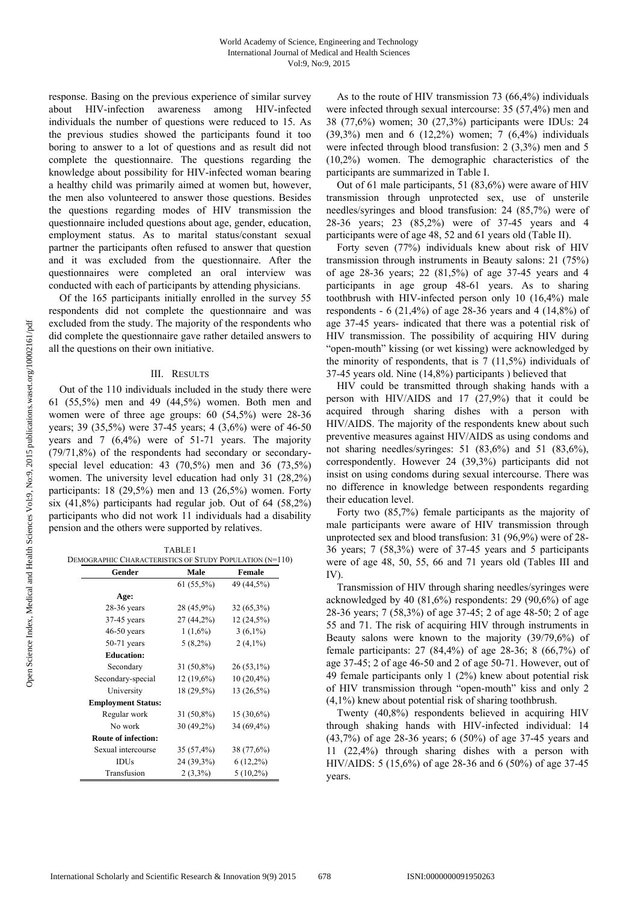response. Basing on the previous experience of similar survey about HIV-infection awareness among HIV-infected individuals the number of questions were reduced to 15. As the previous studies showed the participants found it too boring to answer to a lot of questions and as result did not complete the questionnaire. The questions regarding the knowledge about possibility for HIV-infected woman bearing a healthy child was primarily aimed at women but, however, the men also volunteered to answer those questions. Besides the questions regarding modes of HIV transmission the questionnaire included questions about age, gender, education, employment status. As to marital status/constant sexual partner the participants often refused to answer that question and it was excluded from the questionnaire. After the questionnaires were completed an oral interview was conducted with each of participants by attending physicians.

Of the 165 participants initially enrolled in the survey 55 respondents did not complete the questionnaire and was excluded from the study. The majority of the respondents who did complete the questionnaire gave rather detailed answers to all the questions on their own initiative.

## III. Results

Out of the 110 individuals included in the study there were 61 (55,5%) men and 49 (44,5%) women. Both men and women were of three age groups: 60 (54,5%) were 28-36 years; 39 (35,5%) were 37-45 years; 4 (3,6%) were of 46-50 years and 7 (6,4%) were of 51-71 years. The majority (79/71,8%) of the respondents had secondary or secondary-special level education: 43 (70,5%) men and 36 (73,5%) women. The university level education had only 31 (28,2%) participants: 18 (29,5%) men and 13 (26,5%) women. Forty six (41,8%) participants had regular job. Out of 64 (58,2%) participants who did not work 11 individuals had a disability pension and the others were supported by relatives.

TABLE I
DEMOGRAPHIC CHARACTERISTICS OF STUDY POPULATION (N=110)

| Gender | Male | Female |
|---|---|---|
| | 61 (55,5%) | 49 (44,5%) |
| **Age:** | | |
| 28-36 years | 28 (45,9%) | 32 (65,3%) |
| 37-45 years | 27 (44,2%) | 12 (24,5%) |
| 46-50 years | 1 (1,6%) | 3 (6,1%) |
| 50-71 years | 5 (8,2%) | 2 (4,1%) |
| **Education:** | | |
| Secondary | 31 (50,8%) | 26 (53,1%) |
| Secondary-special | 12 (19,6%) | 10 (20,4%) |
| University | 18 (29,5%) | 13 (26,5%) |
| **Employment Status:** | | |
| Regular work | 31 (50,8%) | 15 (30,6%) |
| No work | 30 (49,2%) | 34 (69,4%) |
| **Route of infection:** | | |
| Sexual intercourse | 35 (57,4%) | 38 (77,6%) |
| IDUs | 24 (39,3%) | 6 (12,2%) |
| Transfusion | 2 (3,3%) | 5 (10,2%) |

As to the route of HIV transmission 73 (66,4%) individuals were infected through sexual intercourse: 35 (57,4%) men and 38 (77,6%) women; 30 (27,3%) participants were IDUs: 24 (39,3%) men and 6 (12,2%) women; 7 (6,4%) individuals were infected through blood transfusion: 2 (3,3%) men and 5 (10,2%) women. The demographic characteristics of the participants are summarized in Table I.

Out of 61 male participants, 51 (83,6%) were aware of HIV transmission through unprotected sex, use of unsterile needles/syringes and blood transfusion: 24 (85,7%) were of 28-36 years; 23 (85,2%) were of 37-45 years and 4 participants were of age 48, 52 and 61 years old (Table II).

Forty seven (77%) individuals knew about risk of HIV transmission through instruments in Beauty salons: 21 (75%) of age 28-36 years; 22 (81,5%) of age 37-45 years and 4 participants in age group 48-61 years. As to sharing toothbrush with HIV-infected person only 10 (16,4%) male respondents - 6 (21,4%) of age 28-36 years and 4 (14,8%) of age 37-45 years- indicated that there was a potential risk of HIV transmission. The possibility of acquiring HIV during "open-mouth" kissing (or wet kissing) were acknowledged by the minority of respondents, that is 7 (11,5%) individuals of 37-45 years old. Nine (14,8%) participants ) believed that HIV could be transmitted through shaking hands with a person with HIV/AIDS and 17 (27,9%) that it could be acquired through sharing dishes with a person with HIV/AIDS. The majority of the respondents knew about such preventive measures against HIV/AIDS as using condoms and not sharing needles/syringes: 51 (83,6%) and 51 (83,6%), correspondently. However 24 (39,3%) participants did not insist on using condoms during sexual intercourse. There was no difference in knowledge between respondents regarding their education level.

Forty two (85,7%) female participants as the majority of male participants were aware of HIV transmission through unprotected sex and blood transfusion: 31 (96,9%) were of 28-36 years; 7 (58,3%) were of 37-45 years and 5 participants were of age 48, 50, 55, 66 and 71 years old (Tables III and IV).

Transmission of HIV through sharing needles/syringes were acknowledged by 40 (81,6%) respondents: 29 (90,6%) of age 28-36 years; 7 (58,3%) of age 37-45; 2 of age 48-50; 2 of age 55 and 71. The risk of acquiring HIV through instruments in Beauty salons were known to the majority (39/79,6%) of female participants: 27 (84,4%) of age 28-36; 8 (66,7%) of age 37-45; 2 of age 46-50 and 2 of age 50-71. However, out of 49 female participants only 1 (2%) knew about potential risk of HIV transmission through "open-mouth" kiss and only 2 (4,1%) knew about potential risk of sharing toothbrush.

Twenty (40,8%) respondents believed in acquiring HIV through shaking hands with HIV-infected individual: 14 (43,7%) of age 28-36 years; 6 (50%) of age 37-45 years and 11 (22,4%) through sharing dishes with a person with HIV/AIDS: 5 (15,6%) of age 28-36 and 6 (50%) of age 37-45 years.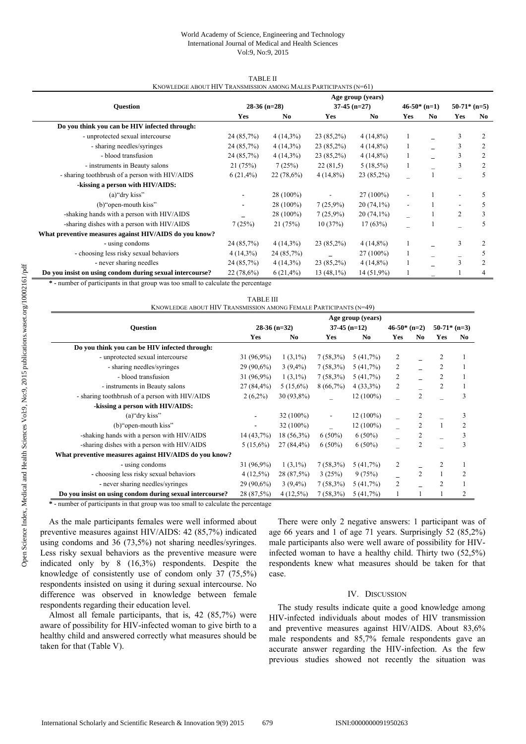TABLE II
KNOWLEDGE ABOUT HIV TRANSMISSION AMONG MALES PARTICIPANTS (N=61)

| Question | Age group (years) | | | | | | | |
|---|---|---|---|---|---|---|---|---|
| | 28-36 (n=28) | | 37-45 (n=27) | | 46-50* (n=1) | | 50-71* (n=5) | |
| | Yes | No | Yes | No | Yes | No | Yes | No |
| **Do you think you can be HIV infected through:** | | | | | | | | |
| - unprotected sexual intercourse | 24 (85,7%) | 4 (14,3%) | 23 (85,2%) | 4 (14,8%) | 1 | _ | 3 | 2 |
| - sharing needles/syringes | 24 (85,7%) | 4 (14,3%) | 23 (85,2%) | 4 (14,8%) | 1 | _ | 3 | 2 |
| - blood transfusion | 24 (85,7%) | 4 (14,3%) | 23 (85,2%) | 4 (14,8%) | 1 | _ | 3 | 2 |
| - instruments in Beauty salons | 21 (75%) | 7 (25%) | 22 (81,5) | 5 (18,5%) | 1 | _ | 3 | 2 |
| - sharing toothbrush of a person with HIV/AIDS | 6 (21,4%) | 22 (78,6%) | 4 (14,8%) | 23 (85,2%) | _ | 1 | _ | 5 |
| **-kissing a person with HIV/AIDS:** | | | | | | | | |
| (a)"dry kiss" | - | 28 (100%) | - | 27 (100%) | - | 1 | - | 5 |
| (b)"open-mouth kiss" | - | 28 (100%) | 7 (25,9%) | 20 (74,1%) | - | 1 | - | 5 |
| -shaking hands with a person with HIV/AIDS | _ | 28 (100%) | 7 (25,9%) | 20 (74,1%) | _ | 1 | 2 | 3 |
| -sharing dishes with a person with HIV/AIDS | 7 (25%) | 21 (75%) | 10 (37%) | 17 (63%) | _ | 1 | _ | 5 |
| **What preventive measures against HIV/AIDS do you know?** | | | | | | | | |
| - using condoms | 24 (85,7%) | 4 (14,3%) | 23 (85,2%) | 4 (14,8%) | 1 | _ | 3 | 2 |
| - choosing less risky sexual behaviors | 4 (14,3%) | 24 (85,7%) | _ | 27 (100%) | 1 | _ | _ | 5 |
| - never sharing needles | 24 (85,7%) | 4 (14,3%) | 23 (85,2%) | 4 (14,8%) | 1 | _ | 3 | 2 |
| **Do you insist on using condom during sexual intercourse?** | 22 (78,6%) | 6 (21,4%) | 13 (48,1%) | 14 (51,9%) | 1 | _ | 1 | 4 |

**\*** - number of participants in that group was too small to calculate the percentage

TABLE III
KNOWLEDGE ABOUT HIV TRANSMISSION AMONG FEMALE PARTICIPANTS (N=49)

| Question | Age group (years) | | | | | | | |
|---|---|---|---|---|---|---|---|---|
| | 28-36 (n=32) | | 37-45 (n=12) | | 46-50* (n=2) | | 50-71* (n=3) | |
| | Yes | No | Yes | No | Yes | No | Yes | No |
| **Do you think you can be HIV infected through:** | | | | | | | | |
| - unprotected sexual intercourse | 31 (96,9%) | 1 (3,1%) | 7 (58,3%) | 5 (41,7%) | 2 | _ | 2 | 1 |
| - sharing needles/syringes | 29 (90,6%) | 3 (9,4%) | 7 (58,3%) | 5 (41,7%) | 2 | _ | 2 | 1 |
| - blood transfusion | 31 (96,9%) | 1 (3,1%) | 7 (58,3%) | 5 (41,7%) | 2 | _ | 2 | 1 |
| - instruments in Beauty salons | 27 (84,4%) | 5 (15,6%) | 8 (66,7%) | 4 (33,3%) | 2 | _ | 2 | 1 |
| - sharing toothbrush of a person with HIV/AIDS | 2 (6,2%) | 30 (93,8%) | _ | 12 (100%) | _ | 2 | _ | 3 |
| **-kissing a person with HIV/AIDS:** | | | | | | | | |
| (a)"dry kiss" | - | 32 (100%) | - | 12 (100%) | _ | 2 | _ | 3 |
| (b)"open-mouth kiss" | - | 32 (100%) | _ | 12 (100%) | _ | 2 | 1 | 2 |
| -shaking hands with a person with HIV/AIDS | 14 (43,7%) | 18 (56,3%) | 6 (50%) | 6 (50%) | _ | 2 | _ | 3 |
| -sharing dishes with a person with HIV/AIDS | 5 (15,6%) | 27 (84,4%) | 6 (50%) | 6 (50%) | _ | 2 | _ | 3 |
| **What preventive measures against HIV/AIDS do you know?** | | | | | | | | |
| - using condoms | 31 (96,9%) | 1 (3,1%) | 7 (58,3%) | 5 (41,7%) | 2 | _ | 2 | 1 |
| - choosing less risky sexual behaviors | 4 (12,5%) | 28 (87,5%) | 3 (25%) | 9 (75%) | _ | 2 | 1 | 2 |
| - never sharing needles/syringes | 29 (90,6%) | 3 (9,4%) | 7 (58,3%) | 5 (41,7%) | 2 | _ | 2 | 1 |
| **Do you insist on using condom during sexual intercourse?** | 28 (87,5%) | 4 (12,5%) | 7 (58,3%) | 5 (41,7%) | 1 | 1 | 1 | 2 |

**\*** - number of participants in that group was too small to calculate the percentage

As the male participants females were well informed about preventive measures against HIV/AIDS: 42 (85,7%) indicated using condoms and 36 (73,5%) not sharing needles/syringes. Less risky sexual behaviors as the preventive measure were indicated only by 8 (16,3%) respondents. Despite the knowledge of consistently use of condom only 37 (75,5%) respondents insisted on using it during sexual intercourse. No difference was observed in knowledge between female respondents regarding their education level.

Almost all female participants, that is, 42 (85,7%) were aware of possibility for HIV-infected woman to give birth to a healthy child and answered correctly what measures should be taken for that (Table V).

There were only 2 negative answers: 1 participant was of age 66 years and 1 of age 71 years. Surprisingly 52 (85,2%) male participants also were well aware of possibility for HIV-infected woman to have a healthy child. Thirty two (52,5%) respondents knew what measures should be taken for that case.

## IV. DISCUSSION

The study results indicate quite a good knowledge among HIV-infected individuals about modes of HIV transmission and preventive measures against HIV/AIDS. About 83,6% male respondents and 85,7% female respondents gave an accurate answer regarding the HIV-infection. As the few previous studies showed not recently the situation was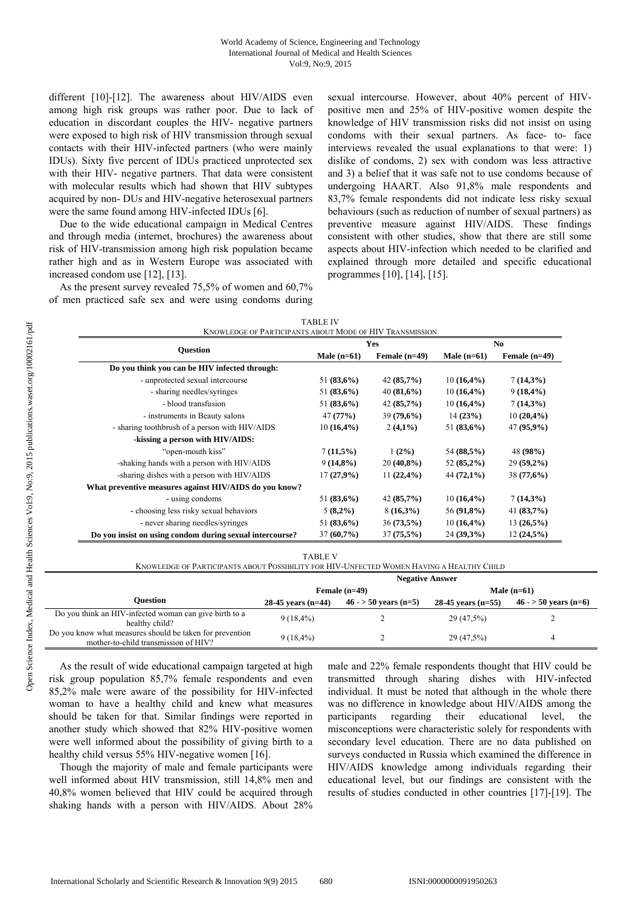different [10]-[12]. The awareness about HIV/AIDS even among high risk groups was rather poor. Due to lack of education in discordant couples the HIV- negative partners were exposed to high risk of HIV transmission through sexual contacts with their HIV-infected partners (who were mainly IDUs). Sixty five percent of IDUs practiced unprotected sex with their HIV- negative partners. That data were consistent with molecular results which had shown that HIV subtypes acquired by non- DUs and HIV-negative heterosexual partners were the same found among HIV-infected IDUs [6].

Due to the wide educational campaign in Medical Centres and through media (internet, brochures) the awareness about risk of HIV-transmission among high risk population became rather high and as in Western Europe was associated with increased condom use [12], [13].

As the present survey revealed 75,5% of women and 60,7% of men practiced safe sex and were using condoms during sexual intercourse. However, about 40% percent of HIV-positive men and 25% of HIV-positive women despite the knowledge of HIV transmission risks did not insist on using condoms with their sexual partners. As face- to- face interviews revealed the usual explanations to that were: 1) dislike of condoms, 2) sex with condom was less attractive and 3) a belief that it was safe not to use condoms because of undergoing HAART. Also 91,8% male respondents and 83,7% female respondents did not indicate less risky sexual behaviours (such as reduction of number of sexual partners) as preventive measure against HIV/AIDS. These findings consistent with other studies, show that there are still some aspects about HIV-infection which needed to be clarified and explained through more detailed and specific educational programmes [10], [14], [15].

TABLE IV
KNOWLEDGE OF PARTICIPANTS ABOUT MODE OF HIV TRANSMISSION

| Question | Yes | | No | |
|---|---|---|---|---|
| | Male (n=61) | Female (n=49) | Male (n=61) | Female (n=49) |
| **Do you think you can be HIV infected through:** | | | | |
| - unprotected sexual intercourse | 51 **(83,6%)** | 42 **(85,7%)** | 10 **(16,4%)** | 7 **(14,3%)** |
| - sharing needles/syringes | 51 **(83,6%)** | 40 **(81,6%)** | 10 **(16,4%)** | 9 **(18,4%)** |
| - blood transfusion | 51 **(83,6%)** | 42 **(85,7%)** | 10 **(16,4%)** | 7 **(14,3%)** |
| - instruments in Beauty salons | 47 **(77%)** | 39 **(79,6%)** | 14 **(23%)** | 10 **(20,4%)** |
| - sharing toothbrush of a person with HIV/AIDS | 10 **(16,4%)** | 2 **(4,1%)** | 51 **(83,6%)** | 47 **(95,9%)** |
| **-kissing a person with HIV/AIDS:** | | | | |
| "open-mouth kiss" | 7 **(11,5%)** | 1 **(2%)** | 54 **(88,5%)** | 48 **(98%)** |
| -shaking hands with a person with HIV/AIDS | 9 **(14,8%)** | 20 **(40,8%)** | 52 **(85,2%)** | 29 **(59,2%)** |
| -sharing dishes with a person with HIV/AIDS | 17 **(27,9%)** | 11 **(22,4%)** | 44 **(72,1%)** | 38 **(77,6%)** |
| **What preventive measures against HIV/AIDS do you know?** | | | | |
| - using condoms | 51 **(83,6%)** | 42 **(85,7%)** | 10 **(16,4%)** | 7 **(14,3%)** |
| - choosing less risky sexual behaviors | 5 **(8,2%)** | 8 **(16,3%)** | 56 **(91,8%)** | 41 **(83,7%)** |
| - never sharing needles/syringes | 51 **(83,6%)** | 36 **(73,5%)** | 10 **(16,4%)** | 13 **(26,5%)** |
| **Do you insist on using condom during sexual intercourse?** | 37 **(60,7%)** | 37 **(75,5%)** | 24 **(39,3%)** | 12 **(24,5%)** |

TABLE V
KNOWLEDGE OF PARTICIPANTS ABOUT POSSIBILITY FOR HIV-UNFECTED WOMEN HAVING A HEALTHY CHILD

| Question | Negative Answer | | | |
|---|---|---|---|---|
| | Female (n=49) | | Male (n=61) | |
| | 28-45 years (n=44) | 46 - > 50 years (n=5) | 28-45 years (n=55) | 46 - > 50 years (n=6) |
| Do you think an HIV-infected woman can give birth to a healthy child? | 9 (18,4%) | 2 | 29 (47,5%) | 2 |
| Do you know what measures should be taken for prevention mother-to-child transmission of HIV? | 9 (18,4%) | 2 | 29 (47,5%) | 4 |

As the result of wide educational campaign targeted at high risk group population 85,7% female respondents and even 85,2% male were aware of the possibility for HIV-infected woman to have a healthy child and knew what measures should be taken for that. Similar findings were reported in another study which showed that 82% HIV-positive women were well informed about the possibility of giving birth to a healthy child versus 55% HIV-negative women [16].

Though the majority of male and female participants were well informed about HIV transmission, still 14,8% men and 40,8% women believed that HIV could be acquired through shaking hands with a person with HIV/AIDS. About 28% male and 22% female respondents thought that HIV could be transmitted through sharing dishes with HIV-infected individual. It must be noted that although in the whole there was no difference in knowledge about HIV/AIDS among the participants regarding their educational level, the misconceptions were characteristic solely for respondents with secondary level education. There are no data published on surveys conducted in Russia which examined the difference in HIV/AIDS knowledge among individuals regarding their educational level, but our findings are consistent with the results of studies conducted in other countries [17]-[19]. The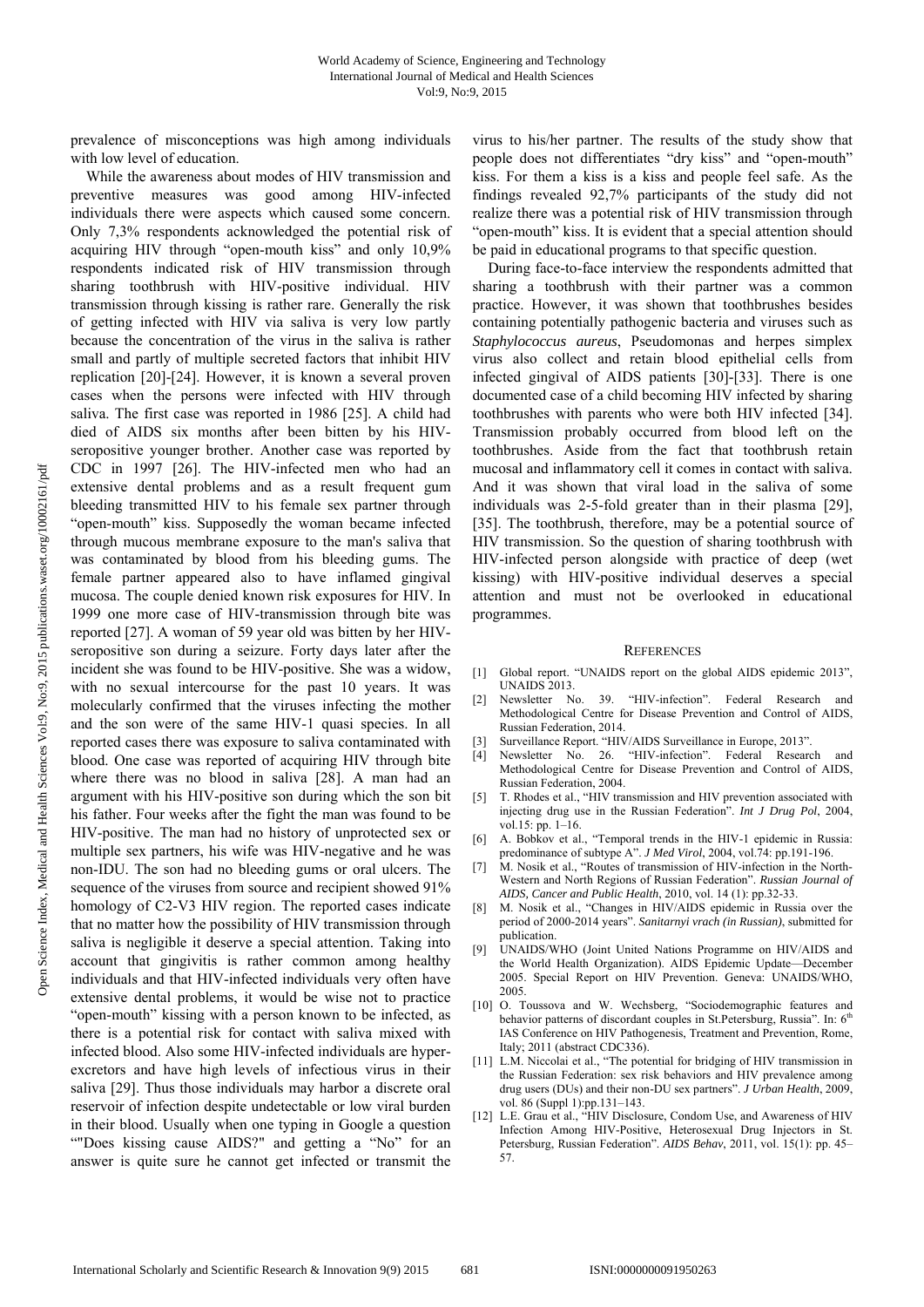prevalence of misconceptions was high among individuals with low level of education.

While the awareness about modes of HIV transmission and preventive measures was good among HIV-infected individuals there were aspects which caused some concern. Only 7,3% respondents acknowledged the potential risk of acquiring HIV through "open-mouth kiss" and only 10,9% respondents indicated risk of HIV transmission through sharing toothbrush with HIV-positive individual. HIV transmission through kissing is rather rare. Generally the risk of getting infected with HIV via saliva is very low partly because the concentration of the virus in the saliva is rather small and partly of multiple secreted factors that inhibit HIV replication [20]-[24]. However, it is known a several proven cases when the persons were infected with HIV through saliva. The first case was reported in 1986 [25]. A child had died of AIDS six months after been bitten by his HIV-seropositive younger brother. Another case was reported by CDC in 1997 [26]. The HIV-infected men who had an extensive dental problems and as a result frequent gum bleeding transmitted HIV to his female sex partner through "open-mouth" kiss. Supposedly the woman became infected through mucous membrane exposure to the man's saliva that was contaminated by blood from his bleeding gums. The female partner appeared also to have inflamed gingival mucosa. The couple denied known risk exposures for HIV. In 1999 one more case of HIV-transmission through bite was reported [27]. A woman of 59 year old was bitten by her HIV-seropositive son during a seizure. Forty days later after the incident she was found to be HIV-positive. She was a widow, with no sexual intercourse for the past 10 years. It was molecularly confirmed that the viruses infecting the mother and the son were of the same HIV-1 quasi species. In all reported cases there was exposure to saliva contaminated with blood. One case was reported of acquiring HIV through bite where there was no blood in saliva [28]. A man had an argument with his HIV-positive son during which the son bit his father. Four weeks after the fight the man was found to be HIV-positive. The man had no history of unprotected sex or multiple sex partners, his wife was HIV-negative and he was non-IDU. The son had no bleeding gums or oral ulcers. The sequence of the viruses from source and recipient showed 91% homology of C2-V3 HIV region. The reported cases indicate that no matter how the possibility of HIV transmission through saliva is negligible it deserve a special attention. Taking into account that gingivitis is rather common among healthy individuals and that HIV-infected individuals very often have extensive dental problems, it would be wise not to practice "open-mouth" kissing with a person known to be infected, as there is a potential risk for contact with saliva mixed with infected blood. Also some HIV-infected individuals are hyper-excretors and have high levels of infectious virus in their saliva [29]. Thus those individuals may harbor a discrete oral reservoir of infection despite undetectable or low viral burden in their blood. Usually when one typing in Google a question ""Does kissing cause AIDS?" and getting a "No" for an answer is quite sure he cannot get infected or transmit the virus to his/her partner. The results of the study show that people does not differentiates "dry kiss" and "open-mouth" kiss. For them a kiss is a kiss and people feel safe. As the findings revealed 92,7% participants of the study did not realize there was a potential risk of HIV transmission through "open-mouth" kiss. It is evident that a special attention should be paid in educational programs to that specific question.

During face-to-face interview the respondents admitted that sharing a toothbrush with their partner was a common practice. However, it was shown that toothbrushes besides containing potentially pathogenic bacteria and viruses such as *Staphylococcus aureus*, Pseudomonas and herpes simplex virus also collect and retain blood epithelial cells from infected gingival of AIDS patients [30]-[33]. There is one documented case of a child becoming HIV infected by sharing toothbrushes with parents who were both HIV infected [34]. Transmission probably occurred from blood left on the toothbrushes. Aside from the fact that toothbrush retain mucosal and inflammatory cell it comes in contact with saliva. And it was shown that viral load in the saliva of some individuals was 2-5-fold greater than in their plasma [29], [35]. The toothbrush, therefore, may be a potential source of HIV transmission. So the question of sharing toothbrush with HIV-infected person alongside with practice of deep (wet kissing) with HIV-positive individual deserves a special attention and must not be overlooked in educational programmes.

## References

[1] Global report. "UNAIDS report on the global AIDS epidemic 2013", UNAIDS 2013.

[2] Newsletter No. 39. "HIV-infection". Federal Research and Methodological Centre for Disease Prevention and Control of AIDS, Russian Federation, 2014.

[3] Surveillance Report. "HIV/AIDS Surveillance in Europe, 2013".

[4] Newsletter No. 26. "HIV-infection". Federal Research and Methodological Centre for Disease Prevention and Control of AIDS, Russian Federation, 2004.

[5] T. Rhodes et al., "HIV transmission and HIV prevention associated with injecting drug use in the Russian Federation". *Int J Drug Pol*, 2004, vol.15: pp. 1–16.

[6] A. Bobkov et al., "Temporal trends in the HIV-1 epidemic in Russia: predominance of subtype A". *J Med Virol*, 2004, vol.74: pp.191-196.

[7] M. Nosik et al., "Routes of transmission of HIV-infection in the North-Western and North Regions of Russian Federation". *Russian Journal of AIDS, Cancer and Public Health*, 2010, vol. 14 (1): pp.32-33.

[8] M. Nosik et al., "Changes in HIV/AIDS epidemic in Russia over the period of 2000-2014 years". *Sanitarnyi vrach (in Russian)*, submitted for publication.

[9] UNAIDS/WHO (Joint United Nations Programme on HIV/AIDS and the World Health Organization). AIDS Epidemic Update—December 2005. Special Report on HIV Prevention. Geneva: UNAIDS/WHO, 2005.

[10] O. Toussova and W. Wechsberg, "Sociodemographic features and behavior patterns of discordant couples in St.Petersburg, Russia". In: 6th IAS Conference on HIV Pathogenesis, Treatment and Prevention, Rome, Italy; 2011 (abstract CDC336).

[11] L.M. Niccolai et al., "The potential for bridging of HIV transmission in the Russian Federation: sex risk behaviors and HIV prevalence among drug users (DUs) and their non-DU sex partners". *J Urban Health*, 2009, vol. 86 (Suppl 1):pp.131–143.

[12] L.E. Grau et al., "HIV Disclosure, Condom Use, and Awareness of HIV Infection Among HIV-Positive, Heterosexual Drug Injectors in St. Petersburg, Russian Federation". *AIDS Behav*, 2011, vol. 15(1): pp. 45–57.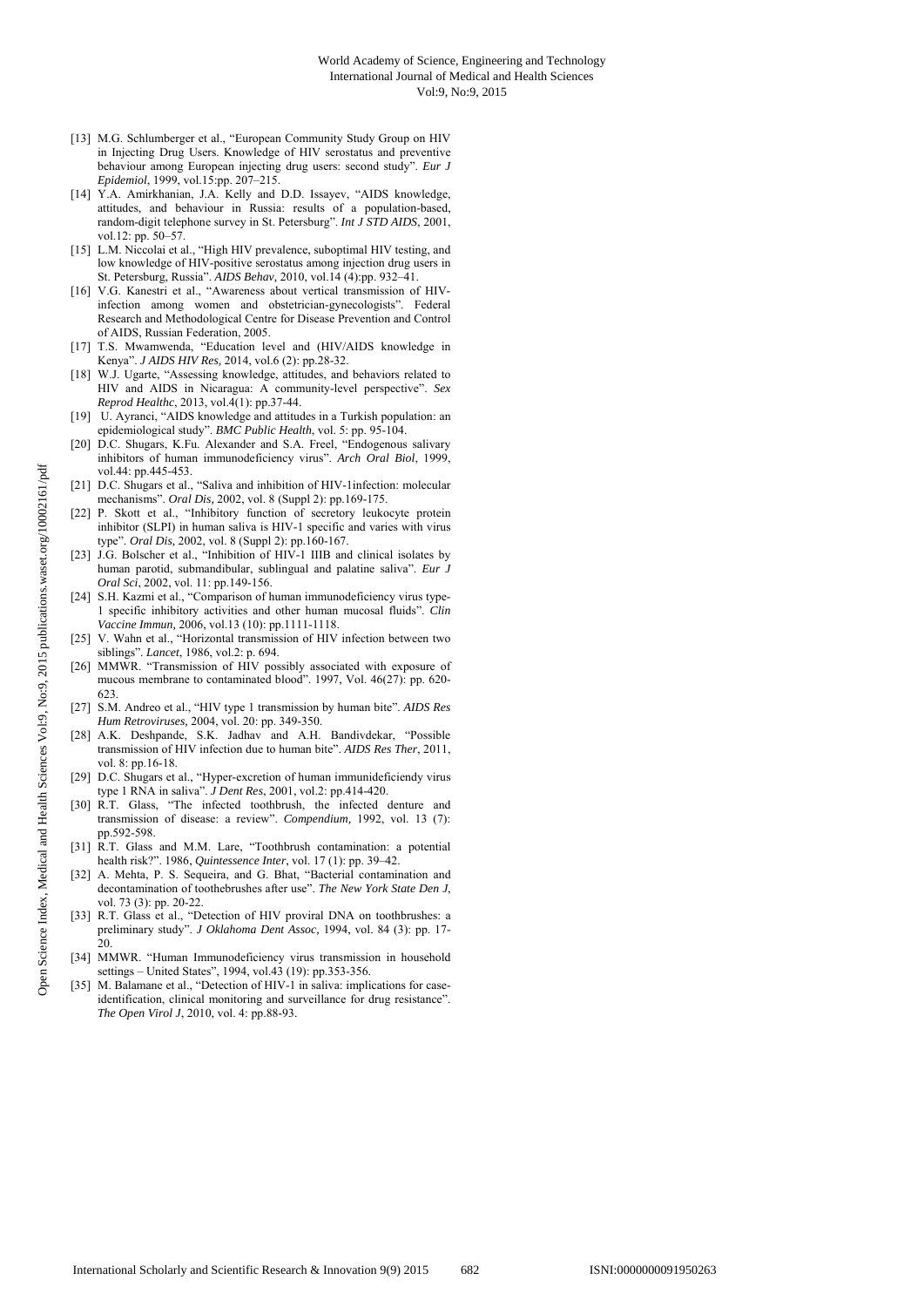[13] M.G. Schlumberger et al., "European Community Study Group on HIV in Injecting Drug Users. Knowledge of HIV serostatus and preventive behaviour among European injecting drug users: second study". *Eur J Epidemiol*, 1999, vol.15:pp. 207–215.

[14] Y.A. Amirkhanian, J.A. Kelly and D.D. Issayev, "AIDS knowledge, attitudes, and behaviour in Russia: results of a population-based, random-digit telephone survey in St. Petersburg". *Int J STD AIDS*, 2001, vol.12: pp. 50–57.

[15] L.M. Niccolai et al., "High HIV prevalence, suboptimal HIV testing, and low knowledge of HIV-positive serostatus among injection drug users in St. Petersburg, Russia". *AIDS Behav,* 2010, vol.14 (4):pp. 932–41.

[16] V.G. Kanestri et al., "Awareness about vertical transmission of HIV-infection among women and obstetrician-gynecologists". Federal Research and Methodological Centre for Disease Prevention and Control of AIDS, Russian Federation, 2005.

[17] T.S. Mwamwenda, "Education level and (HIV/AIDS knowledge in Kenya". *J AIDS HIV Res,* 2014, vol.6 (2): pp.28-32.

[18] W.J. Ugarte, "Assessing knowledge, attitudes, and behaviors related to HIV and AIDS in Nicaragua: A community-level perspective". *Sex Reprod Healthc*, 2013, vol.4(1): pp.37-44.

[19] U. Ayranci, "AIDS knowledge and attitudes in a Turkish population: an epidemiological study". *BMC Public Health*, vol. 5: pp. 95-104.

[20] D.C. Shugars, K.Fu. Alexander and S.A. Freel, "Endogenous salivary inhibitors of human immunodeficiency virus". *Arch Oral Biol*, 1999, vol.44: pp.445-453.

[21] D.C. Shugars et al., "Saliva and inhibition of HIV-1infection: molecular mechanisms". *Oral Dis,* 2002, vol. 8 (Suppl 2): pp.169-175.

[22] P. Skott et al., "Inhibitory function of secretory leukocyte protein inhibitor (SLPI) in human saliva is HIV-1 specific and varies with virus type". *Oral Dis,* 2002, vol. 8 (Suppl 2): pp.160-167.

[23] J.G. Bolscher et al., "Inhibition of HIV-1 IIIB and clinical isolates by human parotid, submandibular, sublingual and palatine saliva". *Eur J Oral Sci*, 2002, vol. 11: pp.149-156.

[24] S.H. Kazmi et al., "Comparison of human immunodeficiency virus type-1 specific inhibitory activities and other human mucosal fluids". *Clin Vaccine Immun,* 2006, vol.13 (10): pp.1111-1118.

[25] V. Wahn et al., "Horizontal transmission of HIV infection between two siblings". *Lancet*, 1986, vol.2: p. 694.

[26] MMWR. "Transmission of HIV possibly associated with exposure of mucous membrane to contaminated blood". 1997, Vol. 46(27): pp. 620-623.

[27] S.M. Andreo et al., "HIV type 1 transmission by human bite". *AIDS Res Hum Retroviruses*, 2004, vol. 20: pp. 349-350.

[28] A.K. Deshpande, S.K. Jadhav and A.H. Bandivdekar, "Possible transmission of HIV infection due to human bite". *AIDS Res Ther*, 2011, vol. 8: pp.16-18.

[29] D.C. Shugars et al., "Hyper-excretion of human immunideficiendy virus type 1 RNA in saliva". *J Dent Res*, 2001, vol.2: pp.414-420.

[30] R.T. Glass, "The infected toothbrush, the infected denture and transmission of disease: a review". *Compendium,* 1992, vol. 13 (7): pp.592-598.

[31] R.T. Glass and M.M. Lare, "Toothbrush contamination: a potential health risk?". 1986, *Quintessence Inter*, vol. 17 (1): pp. 39–42.

[32] A. Mehta, P. S. Sequeira, and G. Bhat, "Bacterial contamination and decontamination of toothebrushes after use". *The New York State Den J*, vol. 73 (3): pp. 20-22.

[33] R.T. Glass et al., "Detection of HIV proviral DNA on toothbrushes: a preliminary study". *J Oklahoma Dent Assoc,* 1994, vol. 84 (3): pp. 17-20.

[34] MMWR. "Human Immunodeficiency virus transmission in household settings – United States", 1994, vol.43 (19): pp.353-356.

[35] M. Balamane et al., "Detection of HIV-1 in saliva: implications for case-identification, clinical monitoring and surveillance for drug resistance". *The Open Virol J*, 2010, vol. 4: pp.88-93.